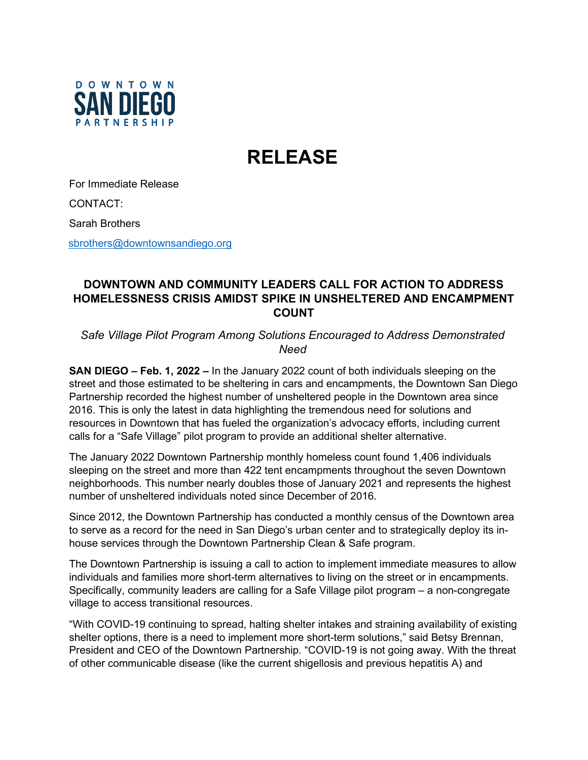DOWNTOWN SAN DIEGO PARTNERSHIP

# RELEASE

For Immediate Release

CONTACT:

Sarah Brothers

sbrothers@downtownsandiego.org

## DOWNTOWN AND COMMUNITY LEADERS CALL FOR ACTION TO ADDRESS HOMELESSNESS CRISIS AMIDST SPIKE IN UNSHELTERED AND ENCAMPMENT COUNT

*Safe Village Pilot Program Among Solutions Encouraged to Address Demonstrated Need*

**SAN DIEGO – Feb. 1, 2022 –** In the January 2022 count of both individuals sleeping on the street and those estimated to be sheltering in cars and encampments, the Downtown San Diego Partnership recorded the highest number of unsheltered people in the Downtown area since 2016. This is only the latest in data highlighting the tremendous need for solutions and resources in Downtown that has fueled the organization's advocacy efforts, including current calls for a "Safe Village" pilot program to provide an additional shelter alternative.

The January 2022 Downtown Partnership monthly homeless count found 1,406 individuals sleeping on the street and more than 422 tent encampments throughout the seven Downtown neighborhoods. This number nearly doubles those of January 2021 and represents the highest number of unsheltered individuals noted since December of 2016.

Since 2012, the Downtown Partnership has conducted a monthly census of the Downtown area to serve as a record for the need in San Diego's urban center and to strategically deploy its in-house services through the Downtown Partnership Clean & Safe program.

The Downtown Partnership is issuing a call to action to implement immediate measures to allow individuals and families more short-term alternatives to living on the street or in encampments. Specifically, community leaders are calling for a Safe Village pilot program – a non-congregate village to access transitional resources.

"With COVID-19 continuing to spread, halting shelter intakes and straining availability of existing shelter options, there is a need to implement more short-term solutions," said Betsy Brennan, President and CEO of the Downtown Partnership. "COVID-19 is not going away. With the threat of other communicable disease (like the current shigellosis and previous hepatitis A) and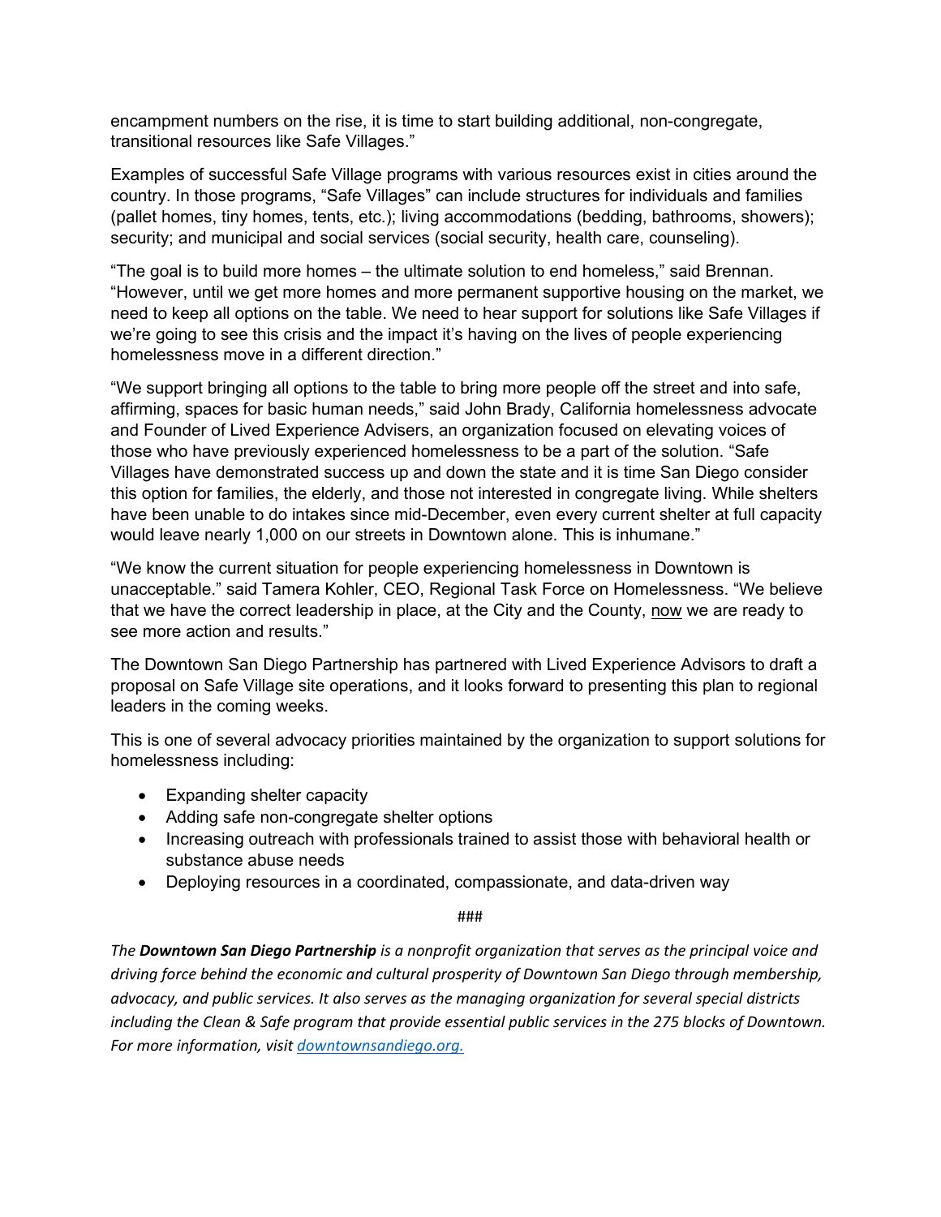encampment numbers on the rise, it is time to start building additional, non-congregate, transitional resources like Safe Villages."

Examples of successful Safe Village programs with various resources exist in cities around the country. In those programs, "Safe Villages" can include structures for individuals and families (pallet homes, tiny homes, tents, etc.); living accommodations (bedding, bathrooms, showers); security; and municipal and social services (social security, health care, counseling).

"The goal is to build more homes – the ultimate solution to end homeless," said Brennan. "However, until we get more homes and more permanent supportive housing on the market, we need to keep all options on the table. We need to hear support for solutions like Safe Villages if we're going to see this crisis and the impact it's having on the lives of people experiencing homelessness move in a different direction."

"We support bringing all options to the table to bring more people off the street and into safe, affirming, spaces for basic human needs," said John Brady, California homelessness advocate and Founder of Lived Experience Advisers, an organization focused on elevating voices of those who have previously experienced homelessness to be a part of the solution. "Safe Villages have demonstrated success up and down the state and it is time San Diego consider this option for families, the elderly, and those not interested in congregate living. While shelters have been unable to do intakes since mid-December, even every current shelter at full capacity would leave nearly 1,000 on our streets in Downtown alone. This is inhumane."

"We know the current situation for people experiencing homelessness in Downtown is unacceptable." said Tamera Kohler, CEO, Regional Task Force on Homelessness. "We believe that we have the correct leadership in place, at the City and the County, now we are ready to see more action and results."

The Downtown San Diego Partnership has partnered with Lived Experience Advisors to draft a proposal on Safe Village site operations, and it looks forward to presenting this plan to regional leaders in the coming weeks.

This is one of several advocacy priorities maintained by the organization to support solutions for homelessness including:

- Expanding shelter capacity
- Adding safe non-congregate shelter options
- Increasing outreach with professionals trained to assist those with behavioral health or substance abuse needs
- Deploying resources in a coordinated, compassionate, and data-driven way

###

*The **Downtown San Diego Partnership** is a nonprofit organization that serves as the principal voice and driving force behind the economic and cultural prosperity of Downtown San Diego through membership, advocacy, and public services. It also serves as the managing organization for several special districts including the Clean & Safe program that provide essential public services in the 275 blocks of Downtown. For more information, visit [downtownsandiego.org.](https://downtownsandiego.org)*